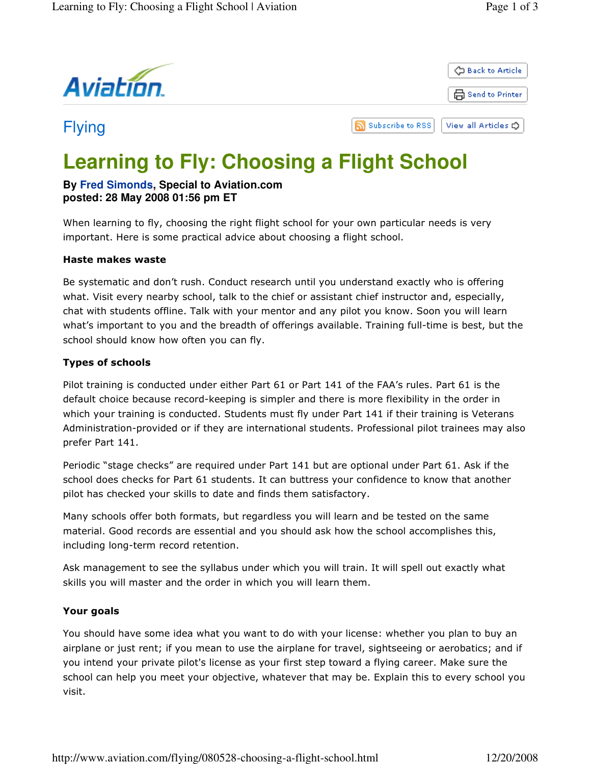Flying

# Learning to Fly: Choosing a Flight School

**By Fred Simonds, Special to Aviation.com**
**posted: 28 May 2008 01:56 pm ET**

When learning to fly, choosing the right flight school for your own particular needs is very important. Here is some practical advice about choosing a flight school.

**Haste makes waste**

Be systematic and don't rush. Conduct research until you understand exactly who is offering what. Visit every nearby school, talk to the chief or assistant chief instructor and, especially, chat with students offline. Talk with your mentor and any pilot you know. Soon you will learn what's important to you and the breadth of offerings available. Training full-time is best, but the school should know how often you can fly.

**Types of schools**

Pilot training is conducted under either Part 61 or Part 141 of the FAA's rules. Part 61 is the default choice because record-keeping is simpler and there is more flexibility in the order in which your training is conducted. Students must fly under Part 141 if their training is Veterans Administration-provided or if they are international students. Professional pilot trainees may also prefer Part 141.

Periodic "stage checks" are required under Part 141 but are optional under Part 61. Ask if the school does checks for Part 61 students. It can buttress your confidence to know that another pilot has checked your skills to date and finds them satisfactory.

Many schools offer both formats, but regardless you will learn and be tested on the same material. Good records are essential and you should ask how the school accomplishes this, including long-term record retention.

Ask management to see the syllabus under which you will train. It will spell out exactly what skills you will master and the order in which you will learn them.

**Your goals**

You should have some idea what you want to do with your license: whether you plan to buy an airplane or just rent; if you mean to use the airplane for travel, sightseeing or aerobatics; and if you intend your private pilot's license as your first step toward a flying career. Make sure the school can help you meet your objective, whatever that may be. Explain this to every school you visit.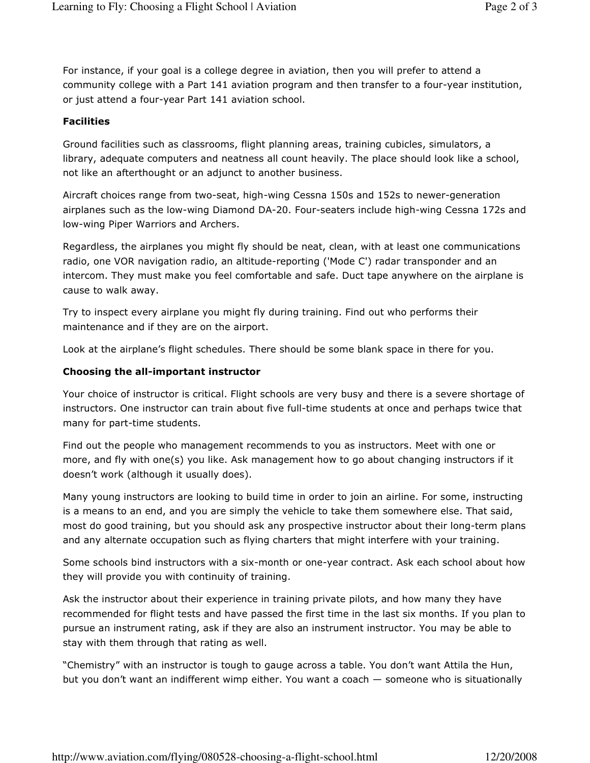For instance, if your goal is a college degree in aviation, then you will prefer to attend a community college with a Part 141 aviation program and then transfer to a four-year institution, or just attend a four-year Part 141 aviation school.

**Facilities**

Ground facilities such as classrooms, flight planning areas, training cubicles, simulators, a library, adequate computers and neatness all count heavily. The place should look like a school, not like an afterthought or an adjunct to another business.

Aircraft choices range from two-seat, high-wing Cessna 150s and 152s to newer-generation airplanes such as the low-wing Diamond DA-20. Four-seaters include high-wing Cessna 172s and low-wing Piper Warriors and Archers.

Regardless, the airplanes you might fly should be neat, clean, with at least one communications radio, one VOR navigation radio, an altitude-reporting ('Mode C') radar transponder and an intercom. They must make you feel comfortable and safe. Duct tape anywhere on the airplane is cause to walk away.

Try to inspect every airplane you might fly during training. Find out who performs their maintenance and if they are on the airport.

Look at the airplane's flight schedules. There should be some blank space in there for you.

**Choosing the all-important instructor**

Your choice of instructor is critical. Flight schools are very busy and there is a severe shortage of instructors. One instructor can train about five full-time students at once and perhaps twice that many for part-time students.

Find out the people who management recommends to you as instructors. Meet with one or more, and fly with one(s) you like. Ask management how to go about changing instructors if it doesn't work (although it usually does).

Many young instructors are looking to build time in order to join an airline. For some, instructing is a means to an end, and you are simply the vehicle to take them somewhere else. That said, most do good training, but you should ask any prospective instructor about their long-term plans and any alternate occupation such as flying charters that might interfere with your training.

Some schools bind instructors with a six-month or one-year contract. Ask each school about how they will provide you with continuity of training.

Ask the instructor about their experience in training private pilots, and how many they have recommended for flight tests and have passed the first time in the last six months. If you plan to pursue an instrument rating, ask if they are also an instrument instructor. You may be able to stay with them through that rating as well.

"Chemistry" with an instructor is tough to gauge across a table. You don't want Attila the Hun, but you don't want an indifferent wimp either. You want a coach — someone who is situationally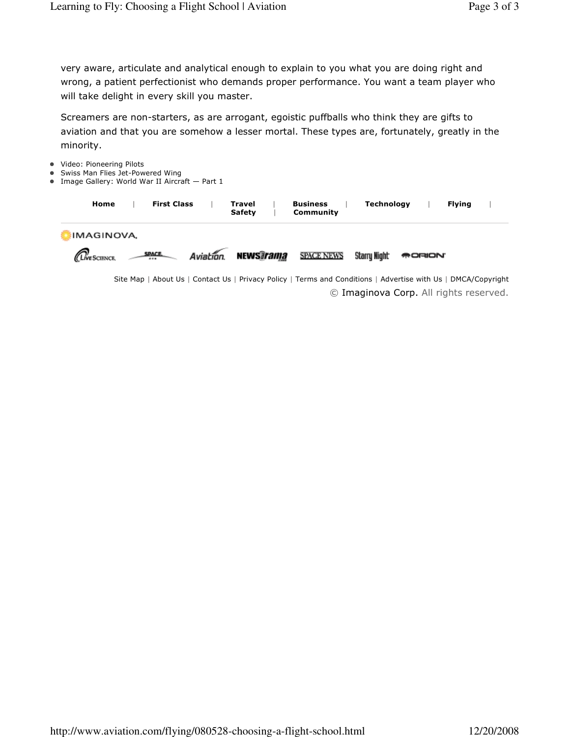very aware, articulate and analytical enough to explain to you what you are doing right and wrong, a patient perfectionist who demands proper performance. You want a team player who will take delight in every skill you master.

Screamers are non-starters, as are arrogant, egoistic puffballs who think they are gifts to aviation and that you are somehow a lesser mortal. These types are, fortunately, greatly in the minority.

- Video: Pioneering Pilots
- Swiss Man Flies Jet-Powered Wing
- Image Gallery: World War II Aircraft — Part 1

**Home** | **First Class** | **Travel Safety** | **Business Community** | **Technology** | **Flying** |

IMAGINOVA

Site Map | About Us | Contact Us | Privacy Policy | Terms and Conditions | Advertise with Us | DMCA/Copyright

© Imaginova Corp. All rights reserved.